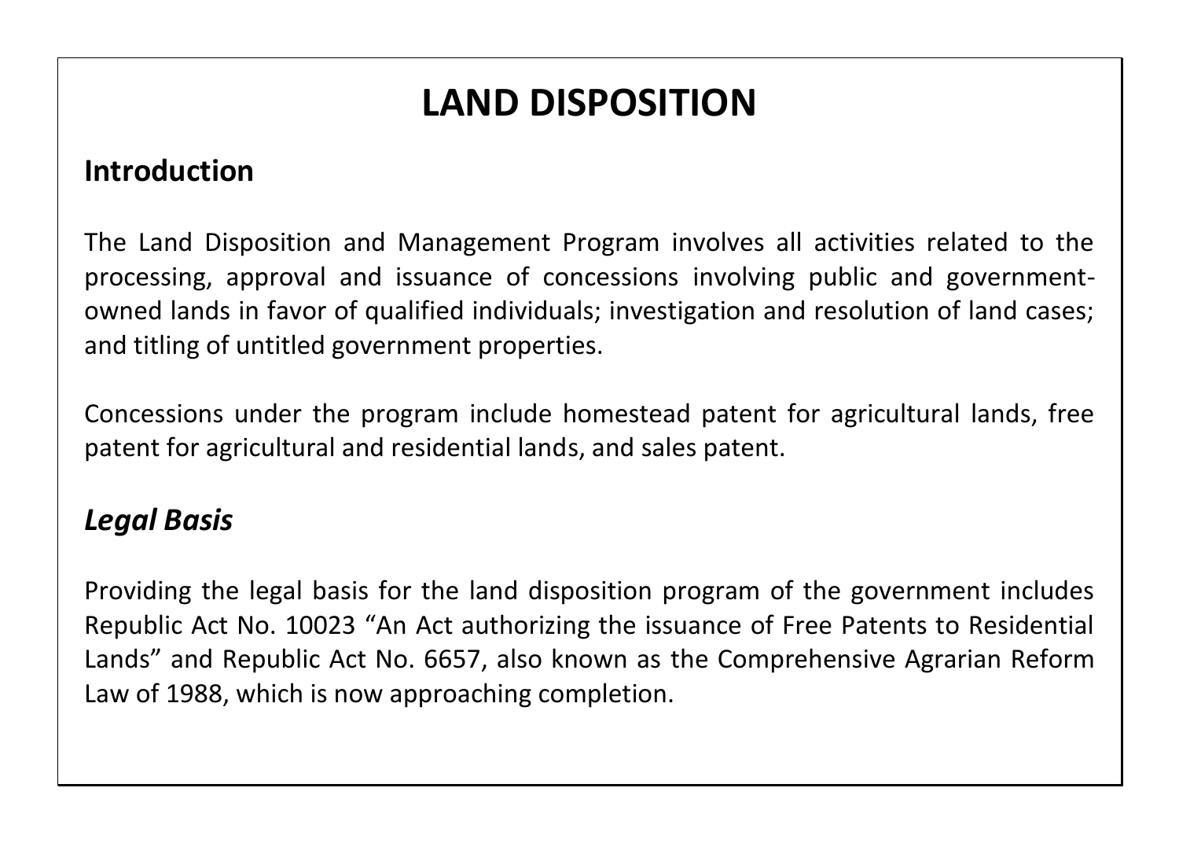# LAND DISPOSITION

## Introduction

The Land Disposition and Management Program involves all activities related to the processing, approval and issuance of concessions involving public and government-owned lands in favor of qualified individuals; investigation and resolution of land cases; and titling of untitled government properties.

Concessions under the program include homestead patent for agricultural lands, free patent for agricultural and residential lands, and sales patent.

## *Legal Basis*

Providing the legal basis for the land disposition program of the government includes Republic Act No. 10023 "An Act authorizing the issuance of Free Patents to Residential Lands" and Republic Act No. 6657, also known as the Comprehensive Agrarian Reform Law of 1988, which is now approaching completion.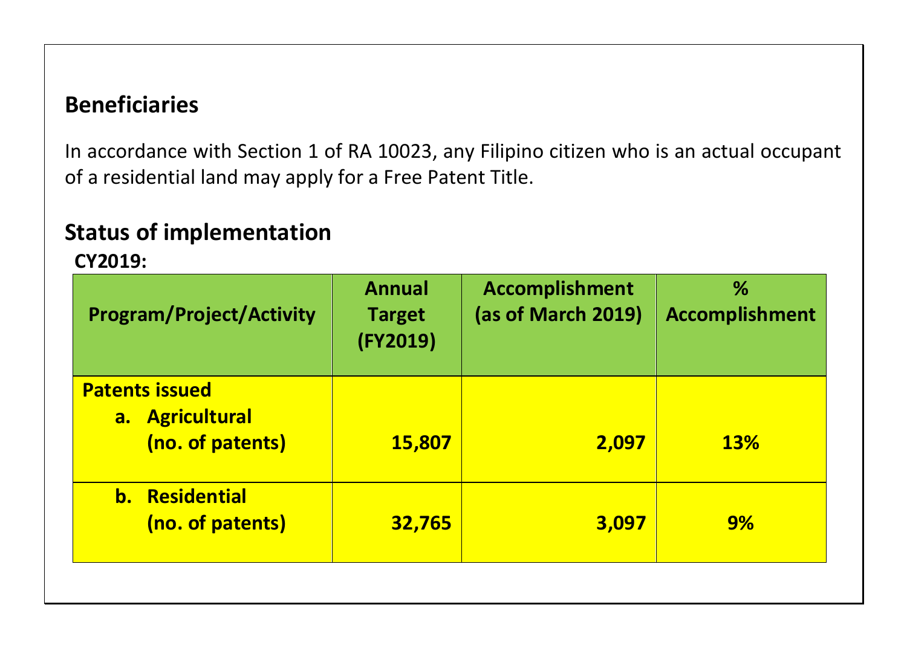## Beneficiaries

In accordance with Section 1 of RA 10023, any Filipino citizen who is an actual occupant of a residential land may apply for a Free Patent Title.

## Status of implementation

**CY2019:**

| Program/Project/Activity | Annual Target (FY2019) | Accomplishment (as of March 2019) | % Accomplishment |
|---|---|---|---|
| **Patents issued**<br>**a. Agricultural (no. of patents)** | **15,807** | **2,097** | **13%** |
| **b. Residential (no. of patents)** | **32,765** | **3,097** | **9%** |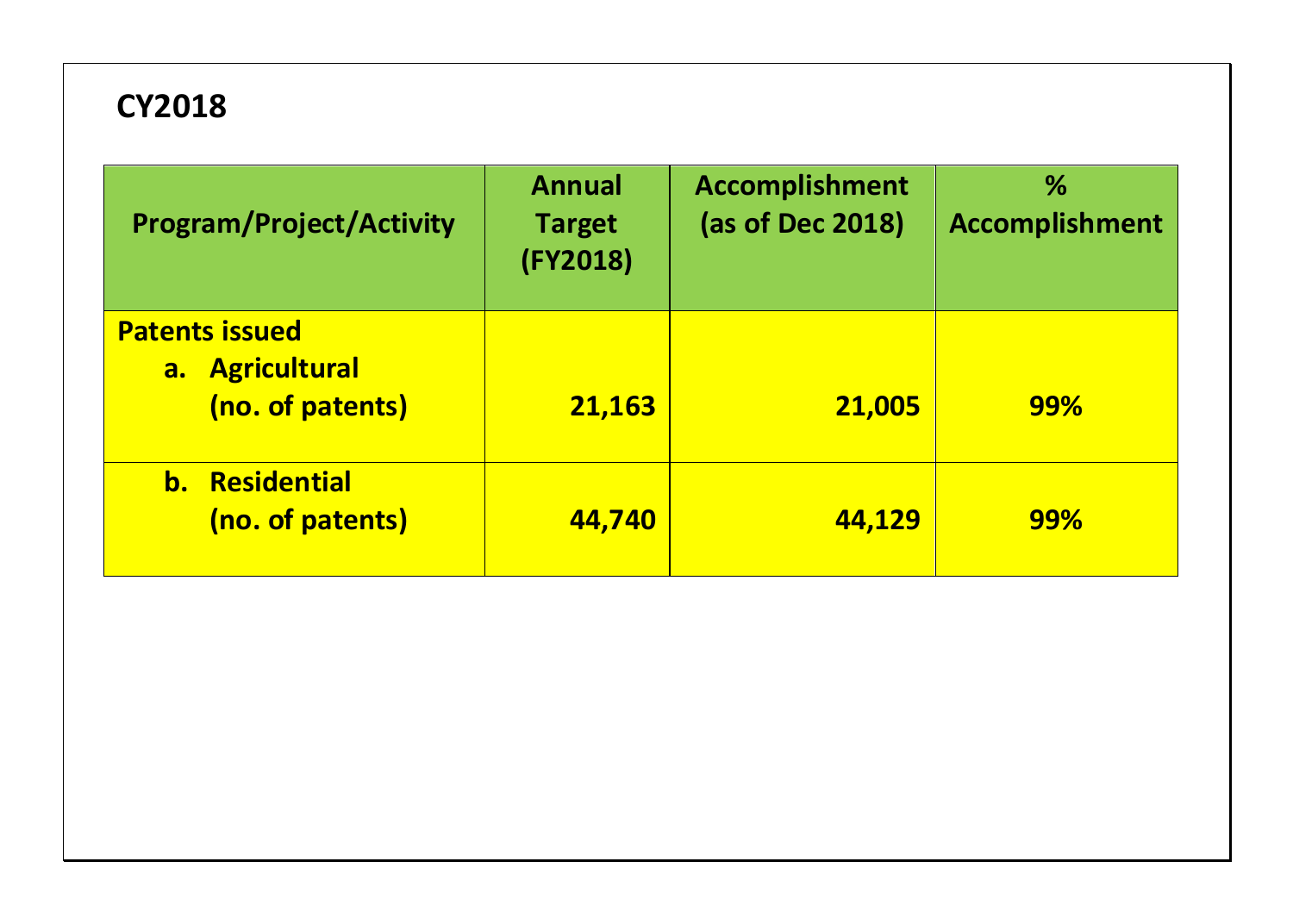## CY2018

| Program/Project/Activity | Annual Target (FY2018) | Accomplishment (as of Dec 2018) | % Accomplishment |
|---|---|---|---|
| **Patents issued**<br>a. Agricultural (no. of patents) | 21,163 | 21,005 | 99% |
| b. Residential (no. of patents) | 44,740 | 44,129 | 99% |